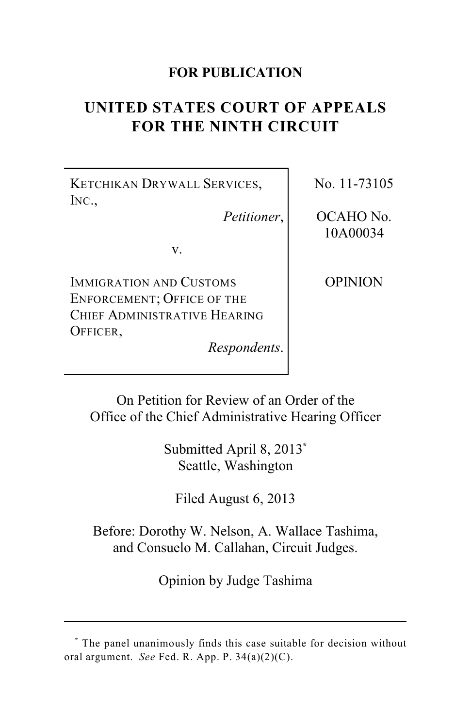**FOR PUBLICATION**

# UNITED STATES COURT OF APPEALS FOR THE NINTH CIRCUIT

| | |
|---|---|
| KETCHIKAN DRYWALL SERVICES, INC., *Petitioner*, v. IMMIGRATION AND CUSTOMS ENFORCEMENT; OFFICE OF THE CHIEF ADMINISTRATIVE HEARING OFFICER, *Respondents*. | No. 11-73105<br><br>OCAHO No. 10A00034<br><br>OPINION |

On Petition for Review of an Order of the Office of the Chief Administrative Hearing Officer

Submitted April 8, 2013[*]
Seattle, Washington

Filed August 6, 2013

Before: Dorothy W. Nelson, A. Wallace Tashima, and Consuelo M. Callahan, Circuit Judges.

Opinion by Judge Tashima

---

[*] The panel unanimously finds this case suitable for decision without oral argument. *See* Fed. R. App. P. 34(a)(2)(C).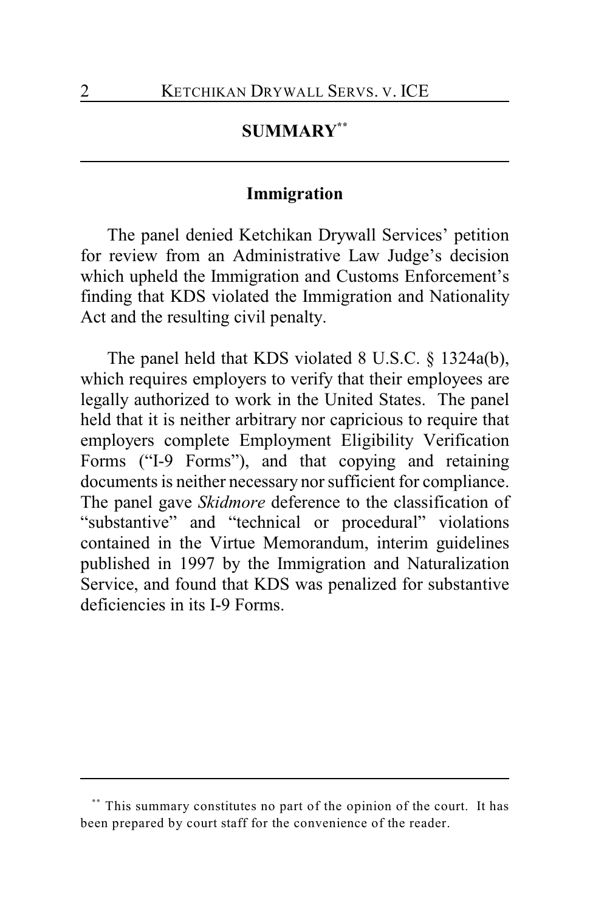## SUMMARY[**]

### Immigration

The panel denied Ketchikan Drywall Services' petition for review from an Administrative Law Judge's decision which upheld the Immigration and Customs Enforcement's finding that KDS violated the Immigration and Nationality Act and the resulting civil penalty.

The panel held that KDS violated 8 U.S.C. § 1324a(b), which requires employers to verify that their employees are legally authorized to work in the United States. The panel held that it is neither arbitrary nor capricious to require that employers complete Employment Eligibility Verification Forms ("I-9 Forms"), and that copying and retaining documents is neither necessary nor sufficient for compliance. The panel gave *Skidmore* deference to the classification of "substantive" and "technical or procedural" violations contained in the Virtue Memorandum, interim guidelines published in 1997 by the Immigration and Naturalization Service, and found that KDS was penalized for substantive deficiencies in its I-9 Forms.

---

[**] This summary constitutes no part of the opinion of the court. It has been prepared by court staff for the convenience of the reader.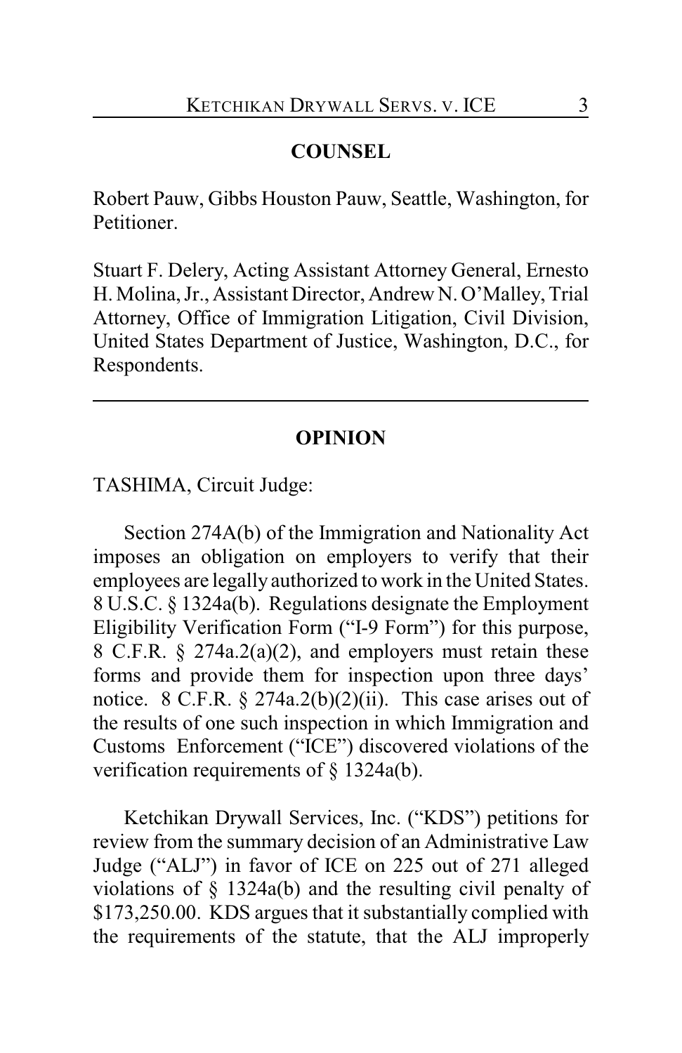## COUNSEL

Robert Pauw, Gibbs Houston Pauw, Seattle, Washington, for Petitioner.

Stuart F. Delery, Acting Assistant Attorney General, Ernesto H. Molina, Jr., Assistant Director, Andrew N. O'Malley, Trial Attorney, Office of Immigration Litigation, Civil Division, United States Department of Justice, Washington, D.C., for Respondents.

---

## OPINION

TASHIMA, Circuit Judge:

Section 274A(b) of the Immigration and Nationality Act imposes an obligation on employers to verify that their employees are legally authorized to work in the United States. 8 U.S.C. § 1324a(b). Regulations designate the Employment Eligibility Verification Form ("I-9 Form") for this purpose, 8 C.F.R. § 274a.2(a)(2), and employers must retain these forms and provide them for inspection upon three days' notice. 8 C.F.R. § 274a.2(b)(2)(ii). This case arises out of the results of one such inspection in which Immigration and Customs Enforcement ("ICE") discovered violations of the verification requirements of § 1324a(b).

Ketchikan Drywall Services, Inc. ("KDS") petitions for review from the summary decision of an Administrative Law Judge ("ALJ") in favor of ICE on 225 out of 271 alleged violations of § 1324a(b) and the resulting civil penalty of $173,250.00. KDS argues that it substantially complied with the requirements of the statute, that the ALJ improperly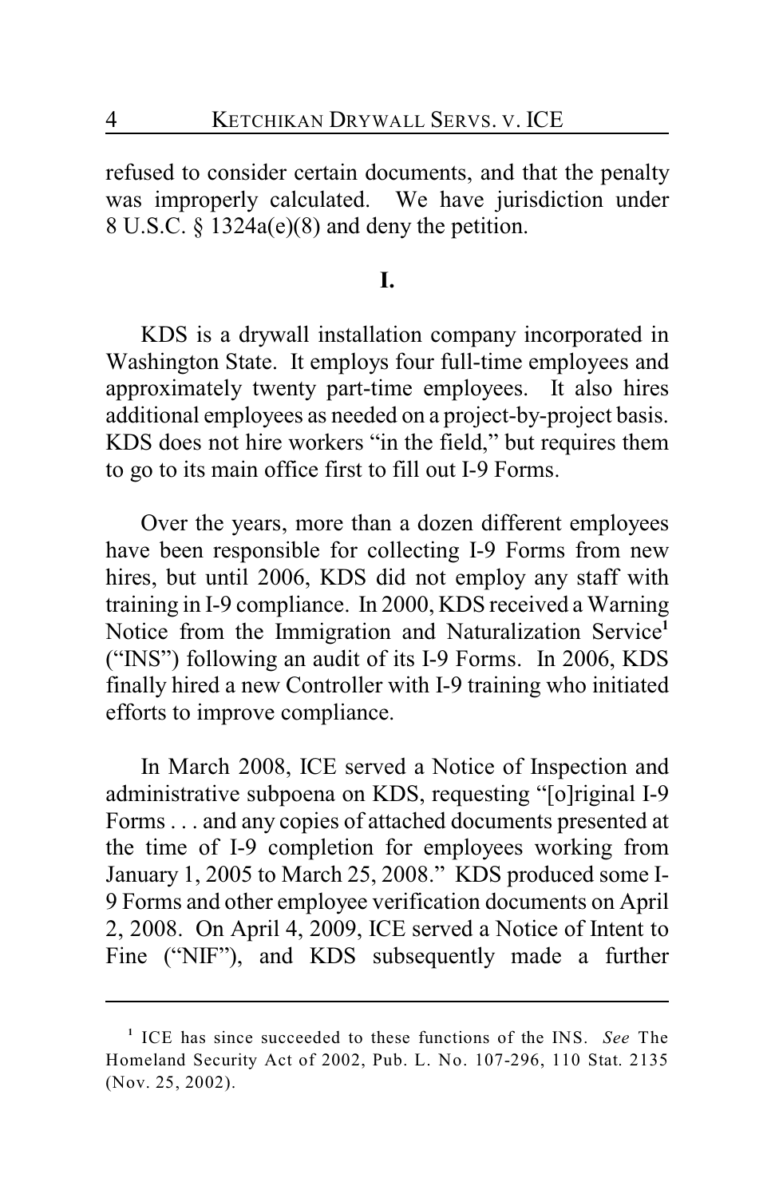refused to consider certain documents, and that the penalty was improperly calculated. We have jurisdiction under 8 U.S.C. § 1324a(e)(8) and deny the petition.

## I.

KDS is a drywall installation company incorporated in Washington State. It employs four full-time employees and approximately twenty part-time employees. It also hires additional employees as needed on a project-by-project basis. KDS does not hire workers "in the field," but requires them to go to its main office first to fill out I-9 Forms.

Over the years, more than a dozen different employees have been responsible for collecting I-9 Forms from new hires, but until 2006, KDS did not employ any staff with training in I-9 compliance. In 2000, KDS received a Warning Notice from the Immigration and Naturalization Service[1] ("INS") following an audit of its I-9 Forms. In 2006, KDS finally hired a new Controller with I-9 training who initiated efforts to improve compliance.

In March 2008, ICE served a Notice of Inspection and administrative subpoena on KDS, requesting "[o]riginal I-9 Forms . . . and any copies of attached documents presented at the time of I-9 completion for employees working from January 1, 2005 to March 25, 2008." KDS produced some I-9 Forms and other employee verification documents on April 2, 2008. On April 4, 2009, ICE served a Notice of Intent to Fine ("NIF"), and KDS subsequently made a further

---

[1] ICE has since succeeded to these functions of the INS. *See* The Homeland Security Act of 2002, Pub. L. No. 107-296, 110 Stat. 2135 (Nov. 25, 2002).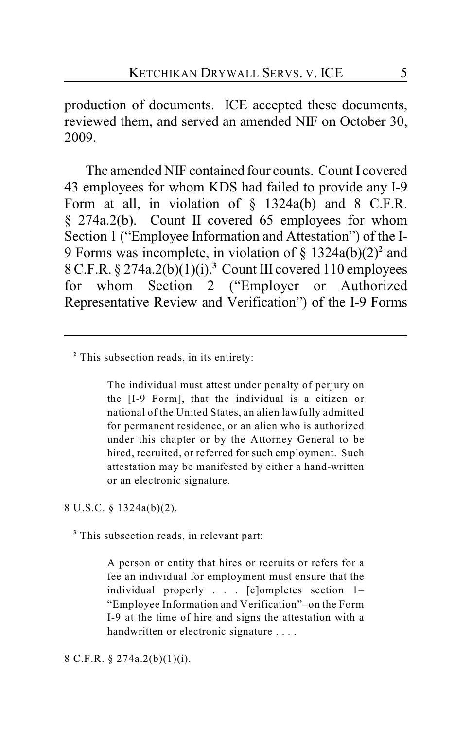production of documents. ICE accepted these documents, reviewed them, and served an amended NIF on October 30, 2009.

The amended NIF contained four counts. Count I covered 43 employees for whom KDS had failed to provide any I-9 Form at all, in violation of § 1324a(b) and 8 C.F.R. § 274a.2(b). Count II covered 65 employees for whom Section 1 ("Employee Information and Attestation") of the I-9 Forms was incomplete, in violation of § 1324a(b)(2)[2] and 8 C.F.R. § 274a.2(b)(1)(i).[3] Count III covered 110 employees for whom Section 2 ("Employer or Authorized Representative Review and Verification") of the I-9 Forms

---

[2] This subsection reads, in its entirety:

> The individual must attest under penalty of perjury on the [I-9 Form], that the individual is a citizen or national of the United States, an alien lawfully admitted for permanent residence, or an alien who is authorized under this chapter or by the Attorney General to be hired, recruited, or referred for such employment. Such attestation may be manifested by either a hand-written or an electronic signature.

8 U.S.C. § 1324a(b)(2).

[3] This subsection reads, in relevant part:

> A person or entity that hires or recruits or refers for a fee an individual for employment must ensure that the individual properly . . . [c]ompletes section 1–"Employee Information and Verification"–on the Form I-9 at the time of hire and signs the attestation with a handwritten or electronic signature . . . .

8 C.F.R. § 274a.2(b)(1)(i).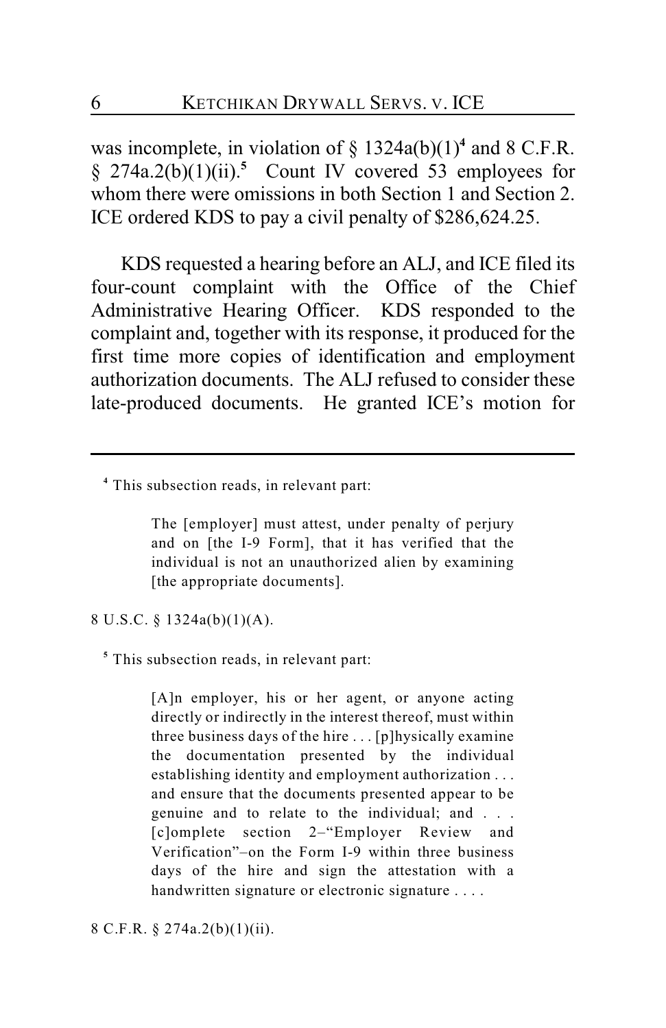was incomplete, in violation of § 1324a(b)(1)[4] and 8 C.F.R. § 274a.2(b)(1)(ii).[5] Count IV covered 53 employees for whom there were omissions in both Section 1 and Section 2. ICE ordered KDS to pay a civil penalty of $286,624.25.

KDS requested a hearing before an ALJ, and ICE filed its four-count complaint with the Office of the Chief Administrative Hearing Officer. KDS responded to the complaint and, together with its response, it produced for the first time more copies of identification and employment authorization documents. The ALJ refused to consider these late-produced documents. He granted ICE's motion for

---

[4] This subsection reads, in relevant part:

> The [employer] must attest, under penalty of perjury and on [the I-9 Form], that it has verified that the individual is not an unauthorized alien by examining [the appropriate documents].

8 U.S.C. § 1324a(b)(1)(A).

[5] This subsection reads, in relevant part:

> [A]n employer, his or her agent, or anyone acting directly or indirectly in the interest thereof, must within three business days of the hire . . . [p]hysically examine the documentation presented by the individual establishing identity and employment authorization . . . and ensure that the documents presented appear to be genuine and to relate to the individual; and . . . [c]omplete section 2–"Employer Review and Verification"–on the Form I-9 within three business days of the hire and sign the attestation with a handwritten signature or electronic signature . . . .

8 C.F.R. § 274a.2(b)(1)(ii).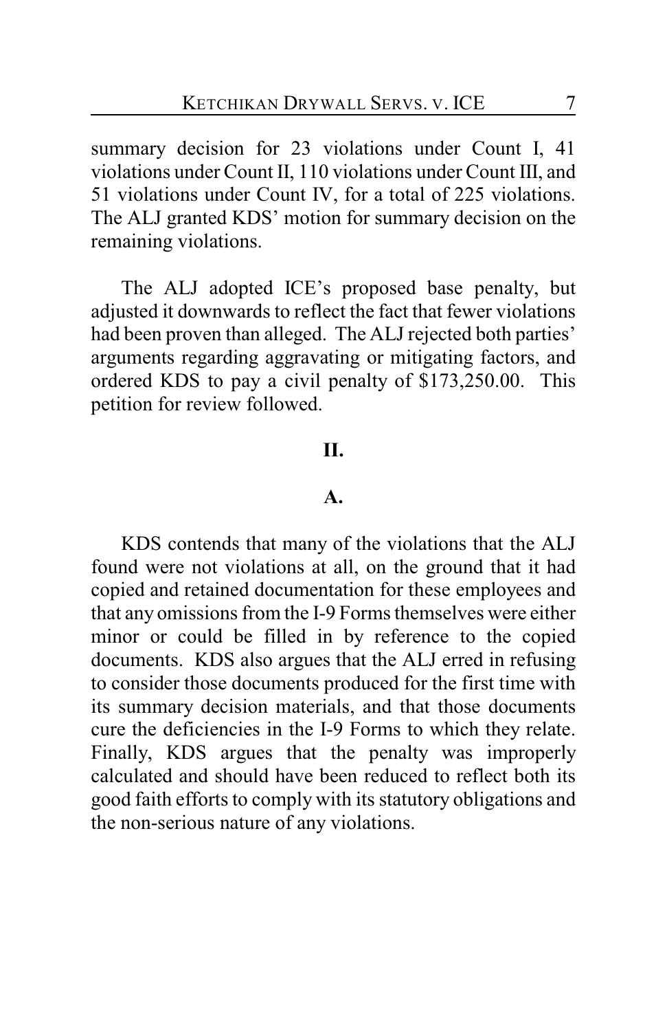summary decision for 23 violations under Count I, 41 violations under Count II, 110 violations under Count III, and 51 violations under Count IV, for a total of 225 violations. The ALJ granted KDS' motion for summary decision on the remaining violations.

The ALJ adopted ICE's proposed base penalty, but adjusted it downwards to reflect the fact that fewer violations had been proven than alleged. The ALJ rejected both parties' arguments regarding aggravating or mitigating factors, and ordered KDS to pay a civil penalty of $173,250.00. This petition for review followed.

## II.

### A.

KDS contends that many of the violations that the ALJ found were not violations at all, on the ground that it had copied and retained documentation for these employees and that any omissions from the I-9 Forms themselves were either minor or could be filled in by reference to the copied documents. KDS also argues that the ALJ erred in refusing to consider those documents produced for the first time with its summary decision materials, and that those documents cure the deficiencies in the I-9 Forms to which they relate. Finally, KDS argues that the penalty was improperly calculated and should have been reduced to reflect both its good faith efforts to comply with its statutory obligations and the non-serious nature of any violations.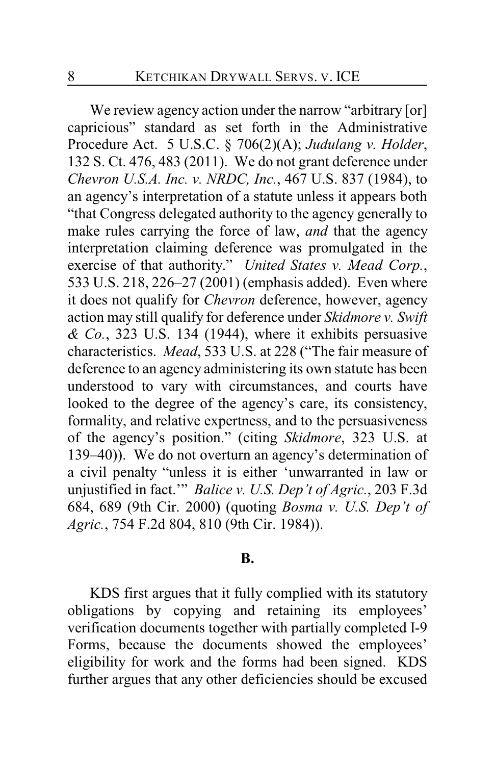We review agency action under the narrow "arbitrary [or] capricious" standard as set forth in the Administrative Procedure Act. 5 U.S.C. § 706(2)(A); *Judulang v. Holder*, 132 S. Ct. 476, 483 (2011). We do not grant deference under *Chevron U.S.A. Inc. v. NRDC, Inc.*, 467 U.S. 837 (1984), to an agency's interpretation of a statute unless it appears both "that Congress delegated authority to the agency generally to make rules carrying the force of law, *and* that the agency interpretation claiming deference was promulgated in the exercise of that authority." *United States v. Mead Corp.*, 533 U.S. 218, 226–27 (2001) (emphasis added). Even where it does not qualify for *Chevron* deference, however, agency action may still qualify for deference under *Skidmore v. Swift & Co.*, 323 U.S. 134 (1944), where it exhibits persuasive characteristics. *Mead*, 533 U.S. at 228 ("The fair measure of deference to an agency administering its own statute has been understood to vary with circumstances, and courts have looked to the degree of the agency's care, its consistency, formality, and relative expertness, and to the persuasiveness of the agency's position." (citing *Skidmore*, 323 U.S. at 139–40)). We do not overturn an agency's determination of a civil penalty "unless it is either 'unwarranted in law or unjustified in fact.'" *Balice v. U.S. Dep't of Agric.*, 203 F.3d 684, 689 (9th Cir. 2000) (quoting *Bosma v. U.S. Dep't of Agric.*, 754 F.2d 804, 810 (9th Cir. 1984)).

**B.**

KDS first argues that it fully complied with its statutory obligations by copying and retaining its employees' verification documents together with partially completed I-9 Forms, because the documents showed the employees' eligibility for work and the forms had been signed. KDS further argues that any other deficiencies should be excused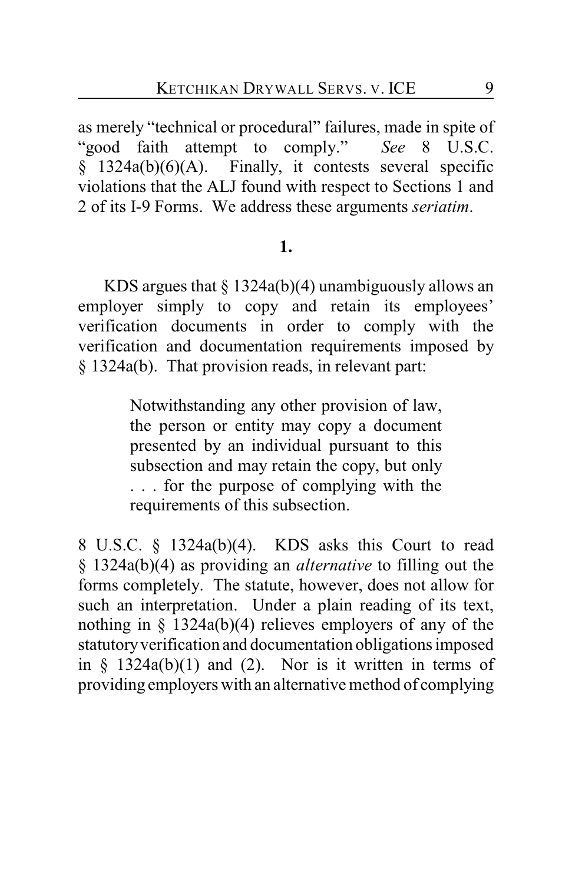as merely "technical or procedural" failures, made in spite of "good faith attempt to comply." *See* 8 U.S.C. § 1324a(b)(6)(A). Finally, it contests several specific violations that the ALJ found with respect to Sections 1 and 2 of its I-9 Forms. We address these arguments *seriatim*.

**1.**

KDS argues that § 1324a(b)(4) unambiguously allows an employer simply to copy and retain its employees' verification documents in order to comply with the verification and documentation requirements imposed by § 1324a(b). That provision reads, in relevant part:

> Notwithstanding any other provision of law, the person or entity may copy a document presented by an individual pursuant to this subsection and may retain the copy, but only . . . for the purpose of complying with the requirements of this subsection.

8 U.S.C. § 1324a(b)(4). KDS asks this Court to read § 1324a(b)(4) as providing an *alternative* to filling out the forms completely. The statute, however, does not allow for such an interpretation. Under a plain reading of its text, nothing in § 1324a(b)(4) relieves employers of any of the statutory verification and documentation obligations imposed in § 1324a(b)(1) and (2). Nor is it written in terms of providing employers with an alternative method of complying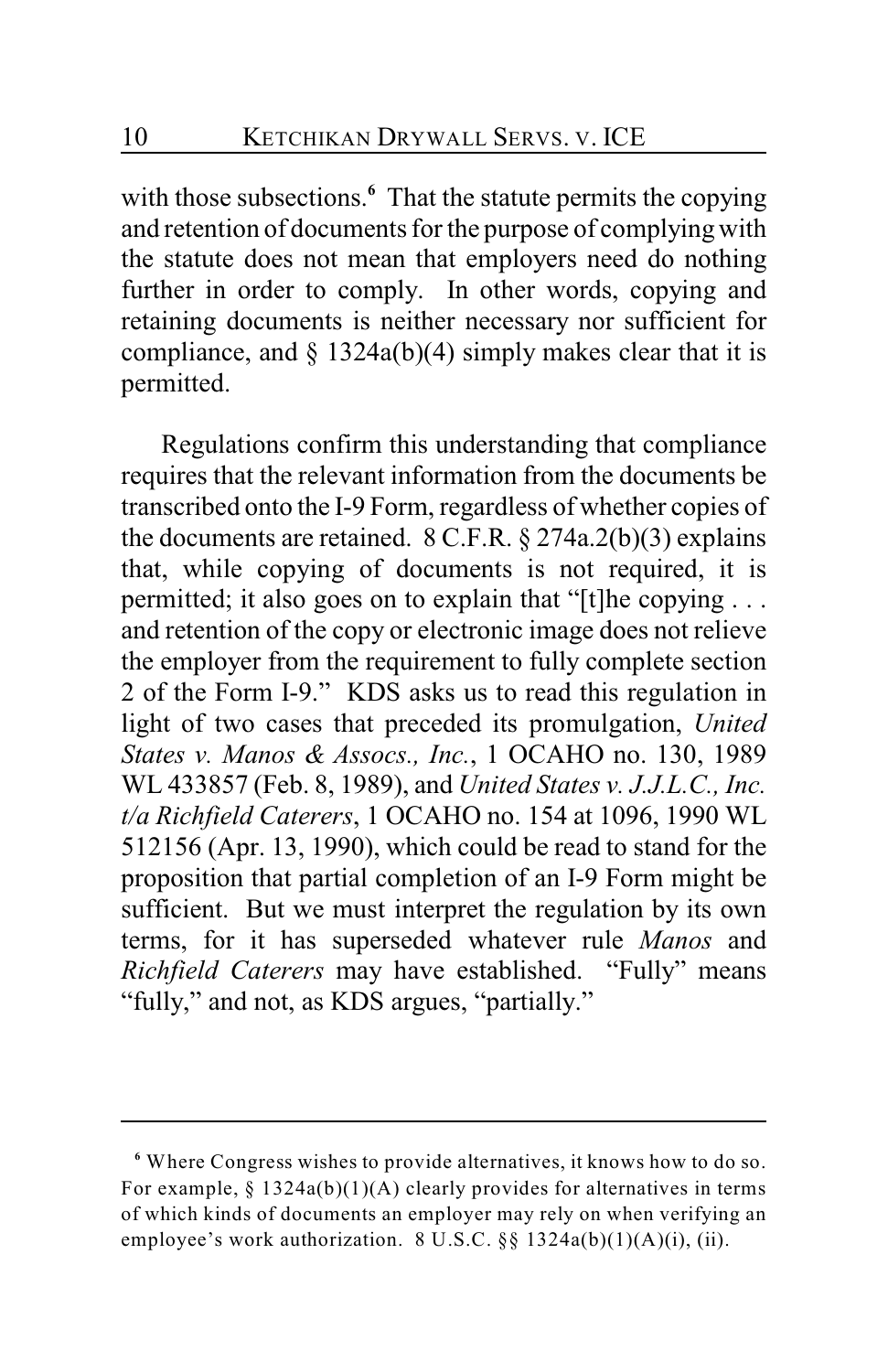with those subsections.[6] That the statute permits the copying and retention of documents for the purpose of complying with the statute does not mean that employers need do nothing further in order to comply. In other words, copying and retaining documents is neither necessary nor sufficient for compliance, and § 1324a(b)(4) simply makes clear that it is permitted.

Regulations confirm this understanding that compliance requires that the relevant information from the documents be transcribed onto the I-9 Form, regardless of whether copies of the documents are retained. 8 C.F.R. § 274a.2(b)(3) explains that, while copying of documents is not required, it is permitted; it also goes on to explain that "[t]he copying . . . and retention of the copy or electronic image does not relieve the employer from the requirement to fully complete section 2 of the Form I-9." KDS asks us to read this regulation in light of two cases that preceded its promulgation, *United States v. Manos & Assocs., Inc.*, 1 OCAHO no. 130, 1989 WL 433857 (Feb. 8, 1989), and *United States v. J.J.L.C., Inc. t/a Richfield Caterers*, 1 OCAHO no. 154 at 1096, 1990 WL 512156 (Apr. 13, 1990), which could be read to stand for the proposition that partial completion of an I-9 Form might be sufficient. But we must interpret the regulation by its own terms, for it has superseded whatever rule *Manos* and *Richfield Caterers* may have established. "Fully" means "fully," and not, as KDS argues, "partially."

---

[6] Where Congress wishes to provide alternatives, it knows how to do so. For example, § 1324a(b)(1)(A) clearly provides for alternatives in terms of which kinds of documents an employer may rely on when verifying an employee's work authorization. 8 U.S.C. §§ 1324a(b)(1)(A)(i), (ii).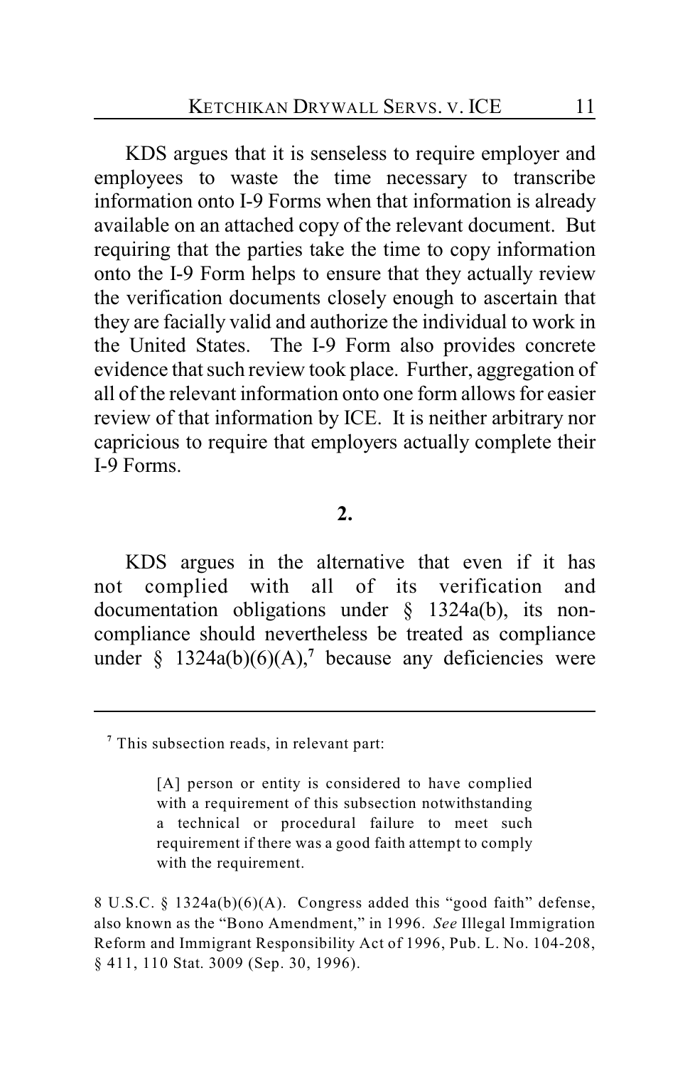KDS argues that it is senseless to require employer and employees to waste the time necessary to transcribe information onto I-9 Forms when that information is already available on an attached copy of the relevant document. But requiring that the parties take the time to copy information onto the I-9 Form helps to ensure that they actually review the verification documents closely enough to ascertain that they are facially valid and authorize the individual to work in the United States. The I-9 Form also provides concrete evidence that such review took place. Further, aggregation of all of the relevant information onto one form allows for easier review of that information by ICE. It is neither arbitrary nor capricious to require that employers actually complete their I-9 Forms.

**2.**

KDS argues in the alternative that even if it has not complied with all of its verification and documentation obligations under § 1324a(b), its non-compliance should nevertheless be treated as compliance under § 1324a(b)(6)(A),[7] because any deficiencies were

---

[7] This subsection reads, in relevant part:

> [A] person or entity is considered to have complied with a requirement of this subsection notwithstanding a technical or procedural failure to meet such requirement if there was a good faith attempt to comply with the requirement.

8 U.S.C. § 1324a(b)(6)(A). Congress added this "good faith" defense, also known as the "Bono Amendment," in 1996. *See* Illegal Immigration Reform and Immigrant Responsibility Act of 1996, Pub. L. No. 104-208, § 411, 110 Stat. 3009 (Sep. 30, 1996).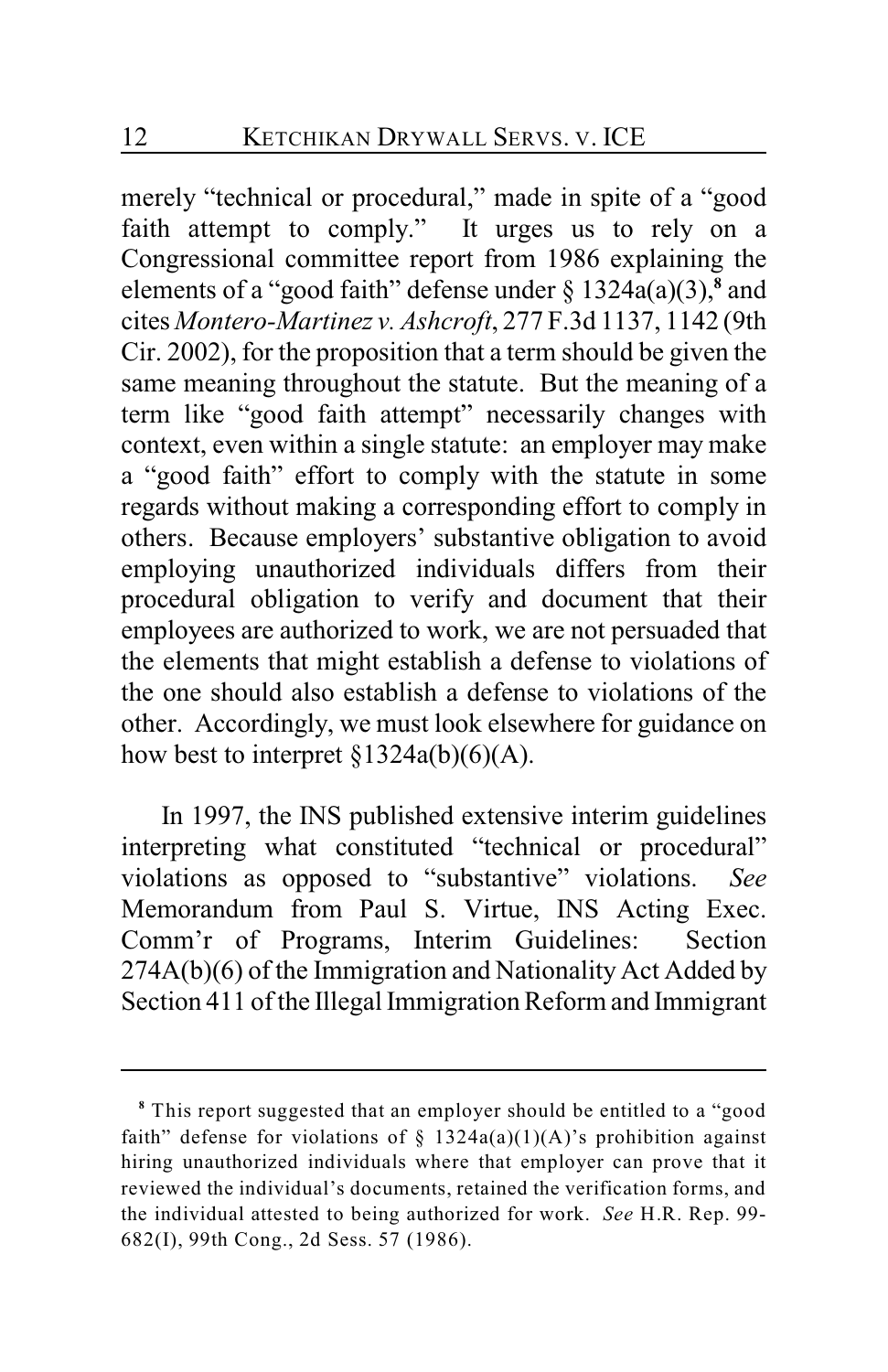merely "technical or procedural," made in spite of a "good faith attempt to comply." It urges us to rely on a Congressional committee report from 1986 explaining the elements of a "good faith" defense under § 1324a(a)(3),[8] and cites *Montero-Martinez v. Ashcroft*, 277 F.3d 1137, 1142 (9th Cir. 2002), for the proposition that a term should be given the same meaning throughout the statute. But the meaning of a term like "good faith attempt" necessarily changes with context, even within a single statute: an employer may make a "good faith" effort to comply with the statute in some regards without making a corresponding effort to comply in others. Because employers' substantive obligation to avoid employing unauthorized individuals differs from their procedural obligation to verify and document that their employees are authorized to work, we are not persuaded that the elements that might establish a defense to violations of the one should also establish a defense to violations of the other. Accordingly, we must look elsewhere for guidance on how best to interpret §1324a(b)(6)(A).

In 1997, the INS published extensive interim guidelines interpreting what constituted "technical or procedural" violations as opposed to "substantive" violations. *See* Memorandum from Paul S. Virtue, INS Acting Exec. Comm'r of Programs, Interim Guidelines: Section 274A(b)(6) of the Immigration and Nationality Act Added by Section 411 of the Illegal Immigration Reform and Immigrant

---

[8] This report suggested that an employer should be entitled to a "good faith" defense for violations of § 1324a(a)(1)(A)'s prohibition against hiring unauthorized individuals where that employer can prove that it reviewed the individual's documents, retained the verification forms, and the individual attested to being authorized for work. *See* H.R. Rep. 99-682(I), 99th Cong., 2d Sess. 57 (1986).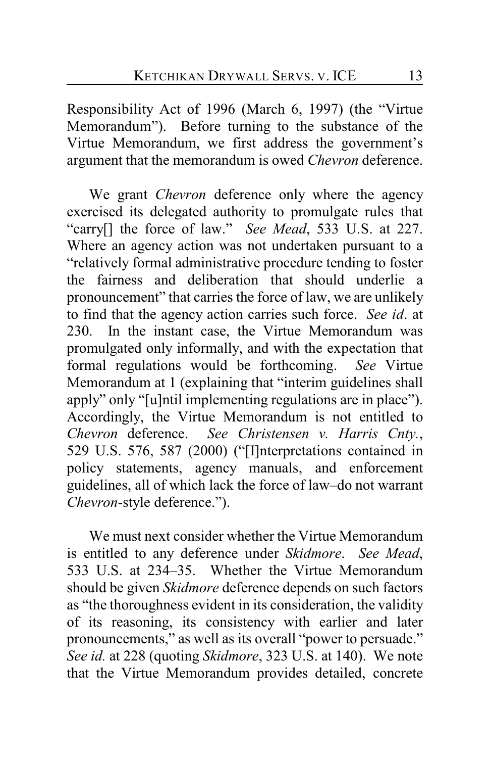Responsibility Act of 1996 (March 6, 1997) (the "Virtue Memorandum"). Before turning to the substance of the Virtue Memorandum, we first address the government's argument that the memorandum is owed *Chevron* deference.

We grant *Chevron* deference only where the agency exercised its delegated authority to promulgate rules that "carry[] the force of law." *See Mead*, 533 U.S. at 227. Where an agency action was not undertaken pursuant to a "relatively formal administrative procedure tending to foster the fairness and deliberation that should underlie a pronouncement" that carries the force of law, we are unlikely to find that the agency action carries such force. *See id*. at 230. In the instant case, the Virtue Memorandum was promulgated only informally, and with the expectation that formal regulations would be forthcoming. *See* Virtue Memorandum at 1 (explaining that "interim guidelines shall apply" only "[u]ntil implementing regulations are in place"). Accordingly, the Virtue Memorandum is not entitled to *Chevron* deference. *See Christensen v. Harris Cnty.*, 529 U.S. 576, 587 (2000) ("[I]nterpretations contained in policy statements, agency manuals, and enforcement guidelines, all of which lack the force of law–do not warrant *Chevron*-style deference.").

We must next consider whether the Virtue Memorandum is entitled to any deference under *Skidmore*. *See Mead*, 533 U.S. at 234–35. Whether the Virtue Memorandum should be given *Skidmore* deference depends on such factors as "the thoroughness evident in its consideration, the validity of its reasoning, its consistency with earlier and later pronouncements," as well as its overall "power to persuade." *See id.* at 228 (quoting *Skidmore*, 323 U.S. at 140). We note that the Virtue Memorandum provides detailed, concrete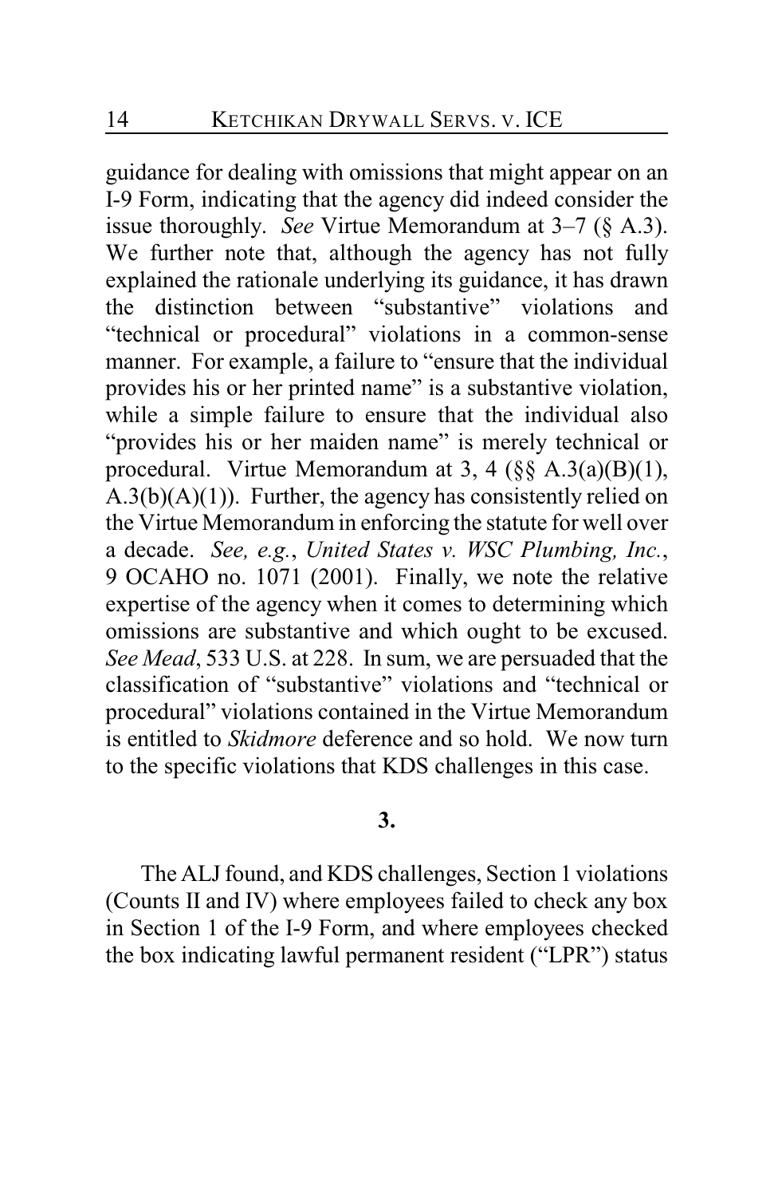guidance for dealing with omissions that might appear on an I-9 Form, indicating that the agency did indeed consider the issue thoroughly. *See* Virtue Memorandum at 3–7 (§ A.3). We further note that, although the agency has not fully explained the rationale underlying its guidance, it has drawn the distinction between "substantive" violations and "technical or procedural" violations in a common-sense manner. For example, a failure to "ensure that the individual provides his or her printed name" is a substantive violation, while a simple failure to ensure that the individual also "provides his or her maiden name" is merely technical or procedural. Virtue Memorandum at 3, 4 (§§ A.3(a)(B)(1), A.3(b)(A)(1)). Further, the agency has consistently relied on the Virtue Memorandum in enforcing the statute for well over a decade. *See, e.g.*, *United States v. WSC Plumbing, Inc.*, 9 OCAHO no. 1071 (2001). Finally, we note the relative expertise of the agency when it comes to determining which omissions are substantive and which ought to be excused. *See Mead*, 533 U.S. at 228. In sum, we are persuaded that the classification of "substantive" violations and "technical or procedural" violations contained in the Virtue Memorandum is entitled to *Skidmore* deference and so hold. We now turn to the specific violations that KDS challenges in this case.

**3.**

The ALJ found, and KDS challenges, Section 1 violations (Counts II and IV) where employees failed to check any box in Section 1 of the I-9 Form, and where employees checked the box indicating lawful permanent resident ("LPR") status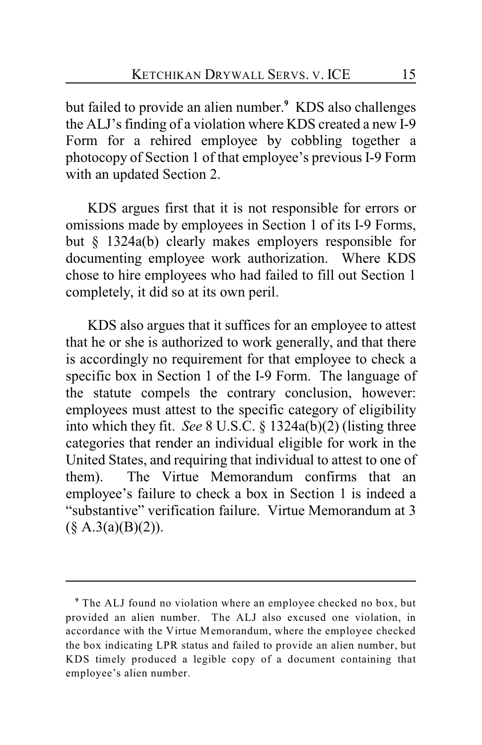but failed to provide an alien number.[9] KDS also challenges the ALJ's finding of a violation where KDS created a new I-9 Form for a rehired employee by cobbling together a photocopy of Section 1 of that employee's previous I-9 Form with an updated Section 2.

KDS argues first that it is not responsible for errors or omissions made by employees in Section 1 of its I-9 Forms, but § 1324a(b) clearly makes employers responsible for documenting employee work authorization. Where KDS chose to hire employees who had failed to fill out Section 1 completely, it did so at its own peril.

KDS also argues that it suffices for an employee to attest that he or she is authorized to work generally, and that there is accordingly no requirement for that employee to check a specific box in Section 1 of the I-9 Form. The language of the statute compels the contrary conclusion, however: employees must attest to the specific category of eligibility into which they fit. *See* 8 U.S.C. § 1324a(b)(2) (listing three categories that render an individual eligible for work in the United States, and requiring that individual to attest to one of them). The Virtue Memorandum confirms that an employee's failure to check a box in Section 1 is indeed a "substantive" verification failure. Virtue Memorandum at 3 (§ A.3(a)(B)(2)).

---

[9] The ALJ found no violation where an employee checked no box, but provided an alien number. The ALJ also excused one violation, in accordance with the Virtue Memorandum, where the employee checked the box indicating LPR status and failed to provide an alien number, but KDS timely produced a legible copy of a document containing that employee's alien number.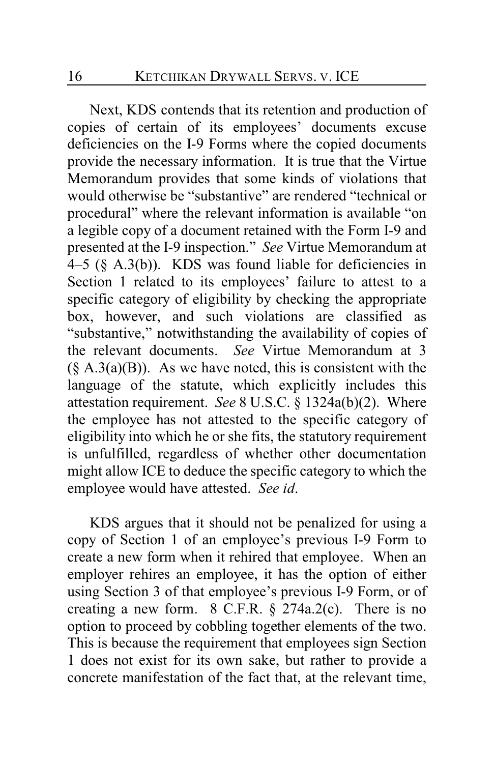Next, KDS contends that its retention and production of copies of certain of its employees' documents excuse deficiencies on the I-9 Forms where the copied documents provide the necessary information. It is true that the Virtue Memorandum provides that some kinds of violations that would otherwise be "substantive" are rendered "technical or procedural" where the relevant information is available "on a legible copy of a document retained with the Form I-9 and presented at the I-9 inspection." *See* Virtue Memorandum at 4–5 (§ A.3(b)). KDS was found liable for deficiencies in Section 1 related to its employees' failure to attest to a specific category of eligibility by checking the appropriate box, however, and such violations are classified as "substantive," notwithstanding the availability of copies of the relevant documents. *See* Virtue Memorandum at 3 (§ A.3(a)(B)). As we have noted, this is consistent with the language of the statute, which explicitly includes this attestation requirement. *See* 8 U.S.C. § 1324a(b)(2). Where the employee has not attested to the specific category of eligibility into which he or she fits, the statutory requirement is unfulfilled, regardless of whether other documentation might allow ICE to deduce the specific category to which the employee would have attested. *See id.*

KDS argues that it should not be penalized for using a copy of Section 1 of an employee's previous I-9 Form to create a new form when it rehired that employee. When an employer rehires an employee, it has the option of either using Section 3 of that employee's previous I-9 Form, or of creating a new form. 8 C.F.R. § 274a.2(c). There is no option to proceed by cobbling together elements of the two. This is because the requirement that employees sign Section 1 does not exist for its own sake, but rather to provide a concrete manifestation of the fact that, at the relevant time,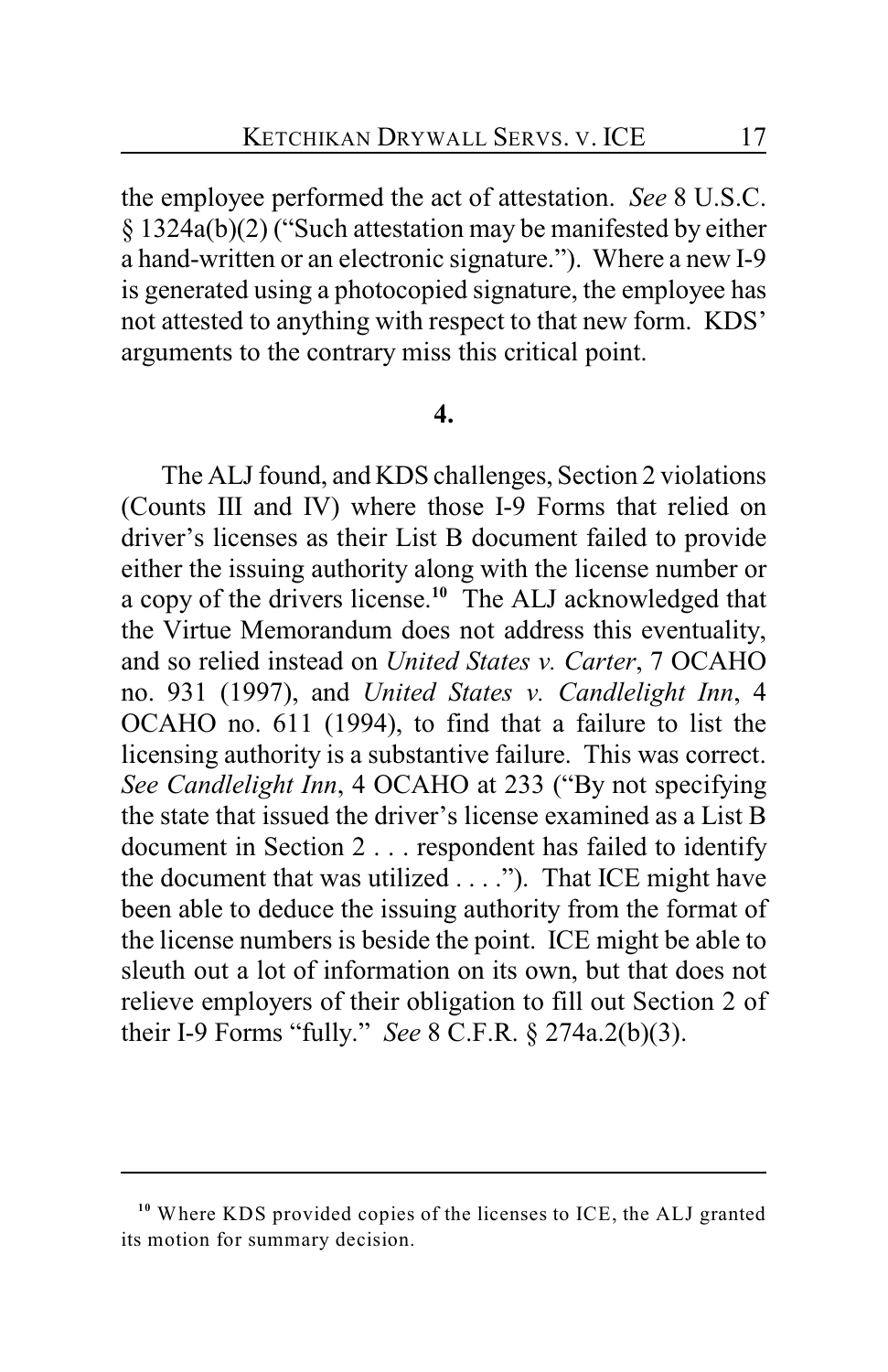the employee performed the act of attestation. *See* 8 U.S.C. § 1324a(b)(2) ("Such attestation may be manifested by either a hand-written or an electronic signature."). Where a new I-9 is generated using a photocopied signature, the employee has not attested to anything with respect to that new form. KDS' arguments to the contrary miss this critical point.

**4.**

The ALJ found, and KDS challenges, Section 2 violations (Counts III and IV) where those I-9 Forms that relied on driver's licenses as their List B document failed to provide either the issuing authority along with the license number or a copy of the drivers license.[10] The ALJ acknowledged that the Virtue Memorandum does not address this eventuality, and so relied instead on *United States v. Carter*, 7 OCAHO no. 931 (1997), and *United States v. Candlelight Inn*, 4 OCAHO no. 611 (1994), to find that a failure to list the licensing authority is a substantive failure. This was correct. *See Candlelight Inn*, 4 OCAHO at 233 ("By not specifying the state that issued the driver's license examined as a List B document in Section 2 . . . respondent has failed to identify the document that was utilized . . . ."). That ICE might have been able to deduce the issuing authority from the format of the license numbers is beside the point. ICE might be able to sleuth out a lot of information on its own, but that does not relieve employers of their obligation to fill out Section 2 of their I-9 Forms "fully." *See* 8 C.F.R. § 274a.2(b)(3).

---

[10] Where KDS provided copies of the licenses to ICE, the ALJ granted its motion for summary decision.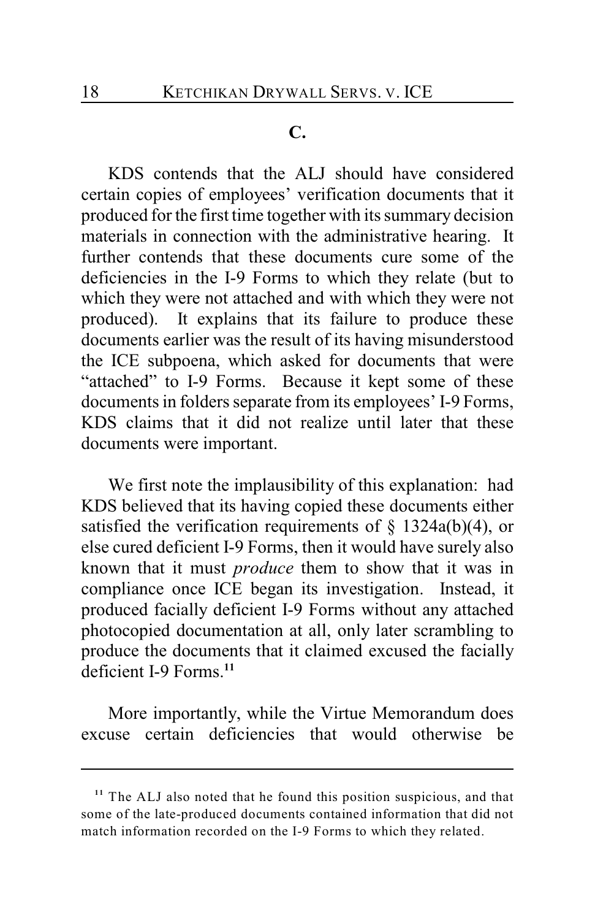### C.

KDS contends that the ALJ should have considered certain copies of employees' verification documents that it produced for the first time together with its summary decision materials in connection with the administrative hearing. It further contends that these documents cure some of the deficiencies in the I-9 Forms to which they relate (but to which they were not attached and with which they were not produced). It explains that its failure to produce these documents earlier was the result of its having misunderstood the ICE subpoena, which asked for documents that were "attached" to I-9 Forms. Because it kept some of these documents in folders separate from its employees' I-9 Forms, KDS claims that it did not realize until later that these documents were important.

We first note the implausibility of this explanation: had KDS believed that its having copied these documents either satisfied the verification requirements of § 1324a(b)(4), or else cured deficient I-9 Forms, then it would have surely also known that it must *produce* them to show that it was in compliance once ICE began its investigation. Instead, it produced facially deficient I-9 Forms without any attached photocopied documentation at all, only later scrambling to produce the documents that it claimed excused the facially deficient I-9 Forms.[11]

More importantly, while the Virtue Memorandum does excuse certain deficiencies that would otherwise be

[11] The ALJ also noted that he found this position suspicious, and that some of the late-produced documents contained information that did not match information recorded on the I-9 Forms to which they related.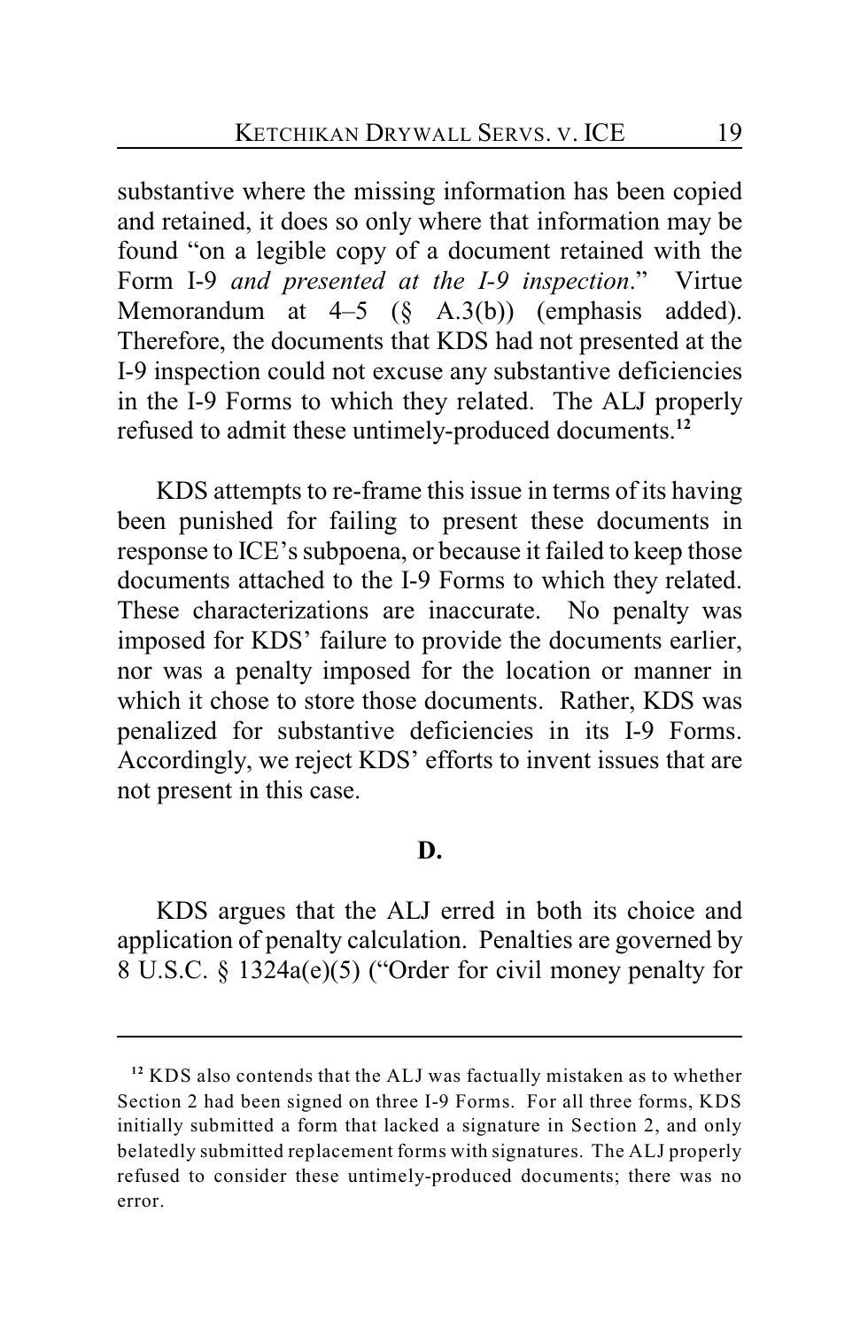substantive where the missing information has been copied and retained, it does so only where that information may be found "on a legible copy of a document retained with the Form I-9 *and presented at the I-9 inspection*." Virtue Memorandum at 4–5 (§ A.3(b)) (emphasis added). Therefore, the documents that KDS had not presented at the I-9 inspection could not excuse any substantive deficiencies in the I-9 Forms to which they related. The ALJ properly refused to admit these untimely-produced documents.[12]

KDS attempts to re-frame this issue in terms of its having been punished for failing to present these documents in response to ICE's subpoena, or because it failed to keep those documents attached to the I-9 Forms to which they related. These characterizations are inaccurate. No penalty was imposed for KDS' failure to provide the documents earlier, nor was a penalty imposed for the location or manner in which it chose to store those documents. Rather, KDS was penalized for substantive deficiencies in its I-9 Forms. Accordingly, we reject KDS' efforts to invent issues that are not present in this case.

**D.**

KDS argues that the ALJ erred in both its choice and application of penalty calculation. Penalties are governed by 8 U.S.C. § 1324a(e)(5) ("Order for civil money penalty for

---

[12] KDS also contends that the ALJ was factually mistaken as to whether Section 2 had been signed on three I-9 Forms. For all three forms, KDS initially submitted a form that lacked a signature in Section 2, and only belatedly submitted replacement forms with signatures. The ALJ properly refused to consider these untimely-produced documents; there was no error.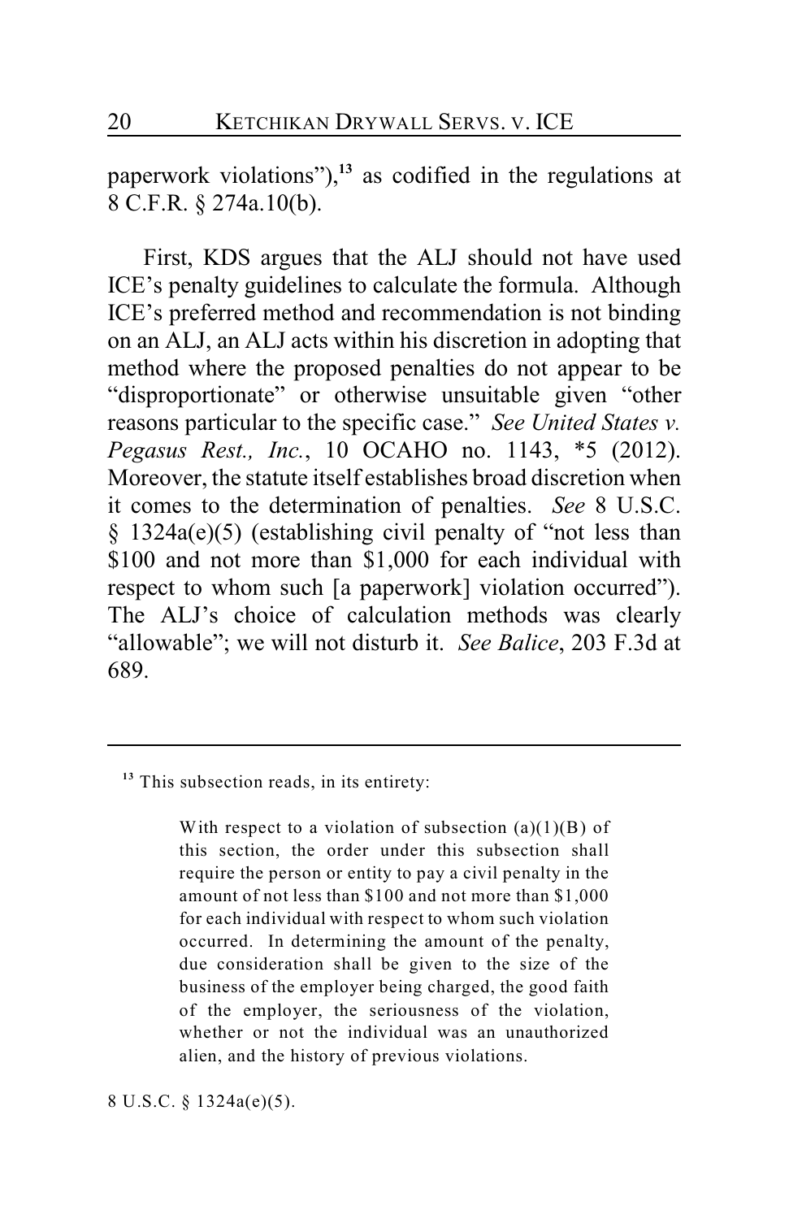paperwork violations"),[13] as codified in the regulations at 8 C.F.R. § 274a.10(b).

First, KDS argues that the ALJ should not have used ICE's penalty guidelines to calculate the formula. Although ICE's preferred method and recommendation is not binding on an ALJ, an ALJ acts within his discretion in adopting that method where the proposed penalties do not appear to be "disproportionate" or otherwise unsuitable given "other reasons particular to the specific case." *See United States v. Pegasus Rest., Inc.*, 10 OCAHO no. 1143, *5 (2012). Moreover, the statute itself establishes broad discretion when it comes to the determination of penalties. *See* 8 U.S.C. § 1324a(e)(5) (establishing civil penalty of "not less than $100 and not more than $1,000 for each individual with respect to whom such [a paperwork] violation occurred"). The ALJ's choice of calculation methods was clearly "allowable"; we will not disturb it. *See Balice*, 203 F.3d at 689.

---

[13] This subsection reads, in its entirety:

> With respect to a violation of subsection (a)(1)(B) of this section, the order under this subsection shall require the person or entity to pay a civil penalty in the amount of not less than $100 and not more than $1,000 for each individual with respect to whom such violation occurred. In determining the amount of the penalty, due consideration shall be given to the size of the business of the employer being charged, the good faith of the employer, the seriousness of the violation, whether or not the individual was an unauthorized alien, and the history of previous violations.

8 U.S.C. § 1324a(e)(5).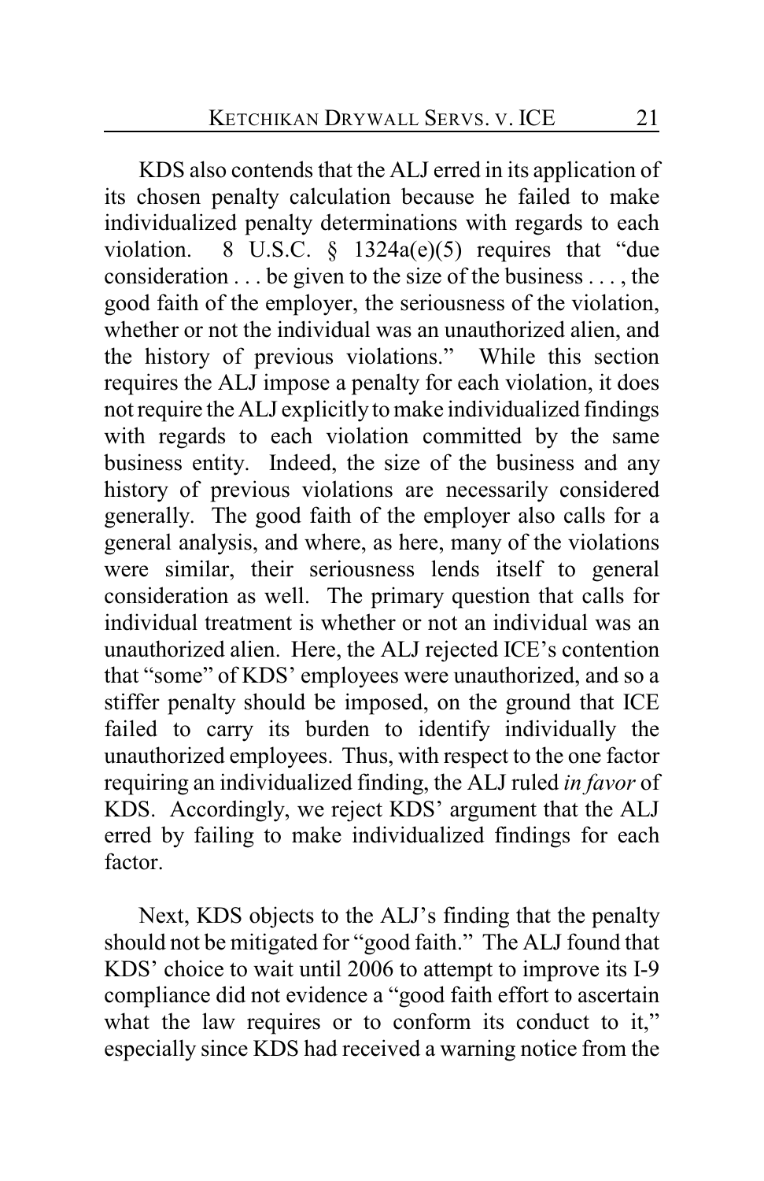KDS also contends that the ALJ erred in its application of its chosen penalty calculation because he failed to make individualized penalty determinations with regards to each violation. 8 U.S.C. § 1324a(e)(5) requires that "due consideration . . . be given to the size of the business . . . , the good faith of the employer, the seriousness of the violation, whether or not the individual was an unauthorized alien, and the history of previous violations." While this section requires the ALJ impose a penalty for each violation, it does not require the ALJ explicitly to make individualized findings with regards to each violation committed by the same business entity. Indeed, the size of the business and any history of previous violations are necessarily considered generally. The good faith of the employer also calls for a general analysis, and where, as here, many of the violations were similar, their seriousness lends itself to general consideration as well. The primary question that calls for individual treatment is whether or not an individual was an unauthorized alien. Here, the ALJ rejected ICE's contention that "some" of KDS' employees were unauthorized, and so a stiffer penalty should be imposed, on the ground that ICE failed to carry its burden to identify individually the unauthorized employees. Thus, with respect to the one factor requiring an individualized finding, the ALJ ruled *in favor* of KDS. Accordingly, we reject KDS' argument that the ALJ erred by failing to make individualized findings for each factor.

Next, KDS objects to the ALJ's finding that the penalty should not be mitigated for "good faith." The ALJ found that KDS' choice to wait until 2006 to attempt to improve its I-9 compliance did not evidence a "good faith effort to ascertain what the law requires or to conform its conduct to it," especially since KDS had received a warning notice from the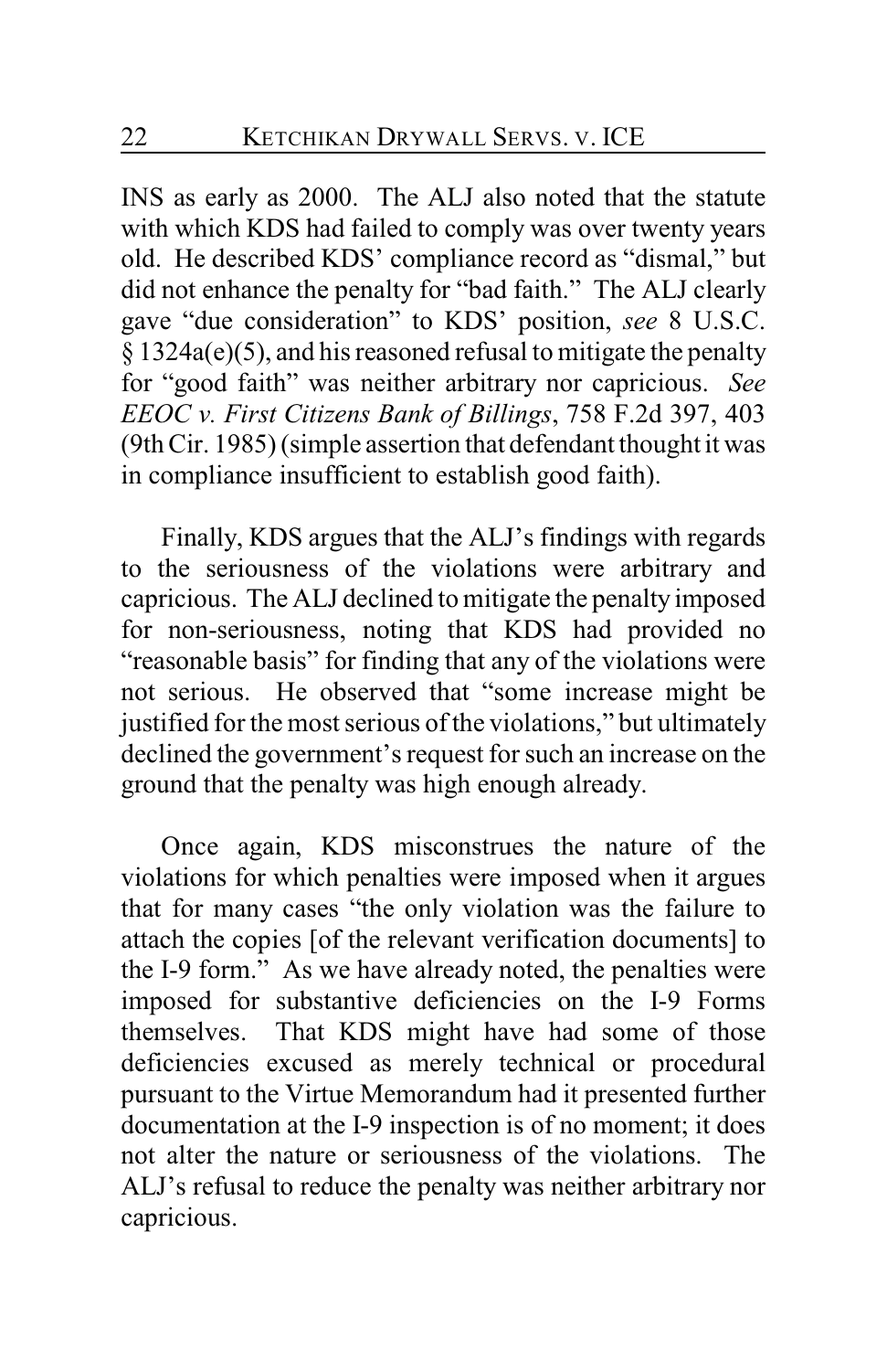INS as early as 2000. The ALJ also noted that the statute with which KDS had failed to comply was over twenty years old. He described KDS' compliance record as "dismal," but did not enhance the penalty for "bad faith." The ALJ clearly gave "due consideration" to KDS' position, *see* 8 U.S.C. § 1324a(e)(5), and his reasoned refusal to mitigate the penalty for "good faith" was neither arbitrary nor capricious. *See EEOC v. First Citizens Bank of Billings*, 758 F.2d 397, 403 (9th Cir. 1985) (simple assertion that defendant thought it was in compliance insufficient to establish good faith).

Finally, KDS argues that the ALJ's findings with regards to the seriousness of the violations were arbitrary and capricious. The ALJ declined to mitigate the penalty imposed for non-seriousness, noting that KDS had provided no "reasonable basis" for finding that any of the violations were not serious. He observed that "some increase might be justified for the most serious of the violations," but ultimately declined the government's request for such an increase on the ground that the penalty was high enough already.

Once again, KDS misconstrues the nature of the violations for which penalties were imposed when it argues that for many cases "the only violation was the failure to attach the copies [of the relevant verification documents] to the I-9 form." As we have already noted, the penalties were imposed for substantive deficiencies on the I-9 Forms themselves. That KDS might have had some of those deficiencies excused as merely technical or procedural pursuant to the Virtue Memorandum had it presented further documentation at the I-9 inspection is of no moment; it does not alter the nature or seriousness of the violations. The ALJ's refusal to reduce the penalty was neither arbitrary nor capricious.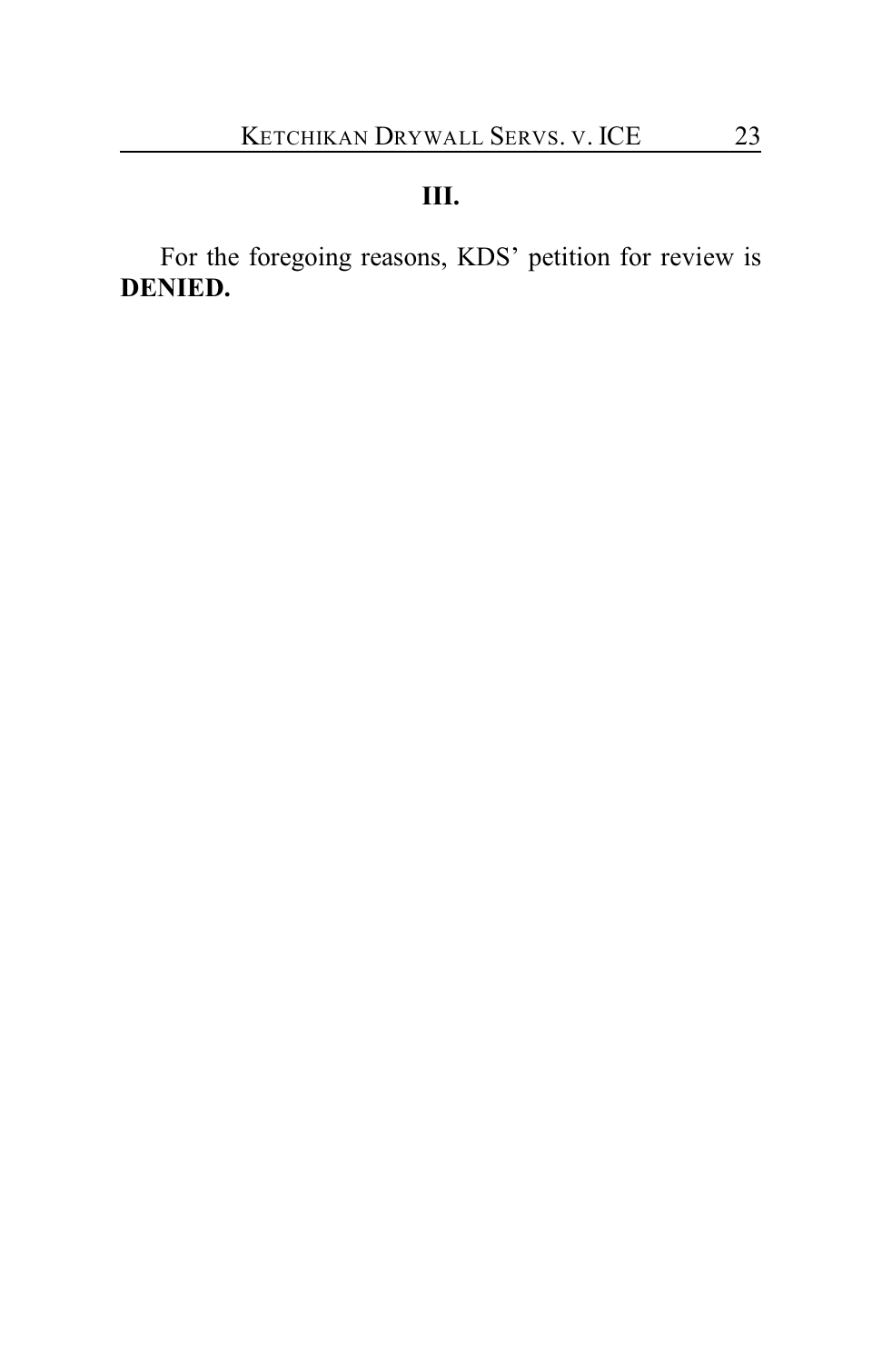## III.

For the foregoing reasons, KDS' petition for review is **DENIED.**